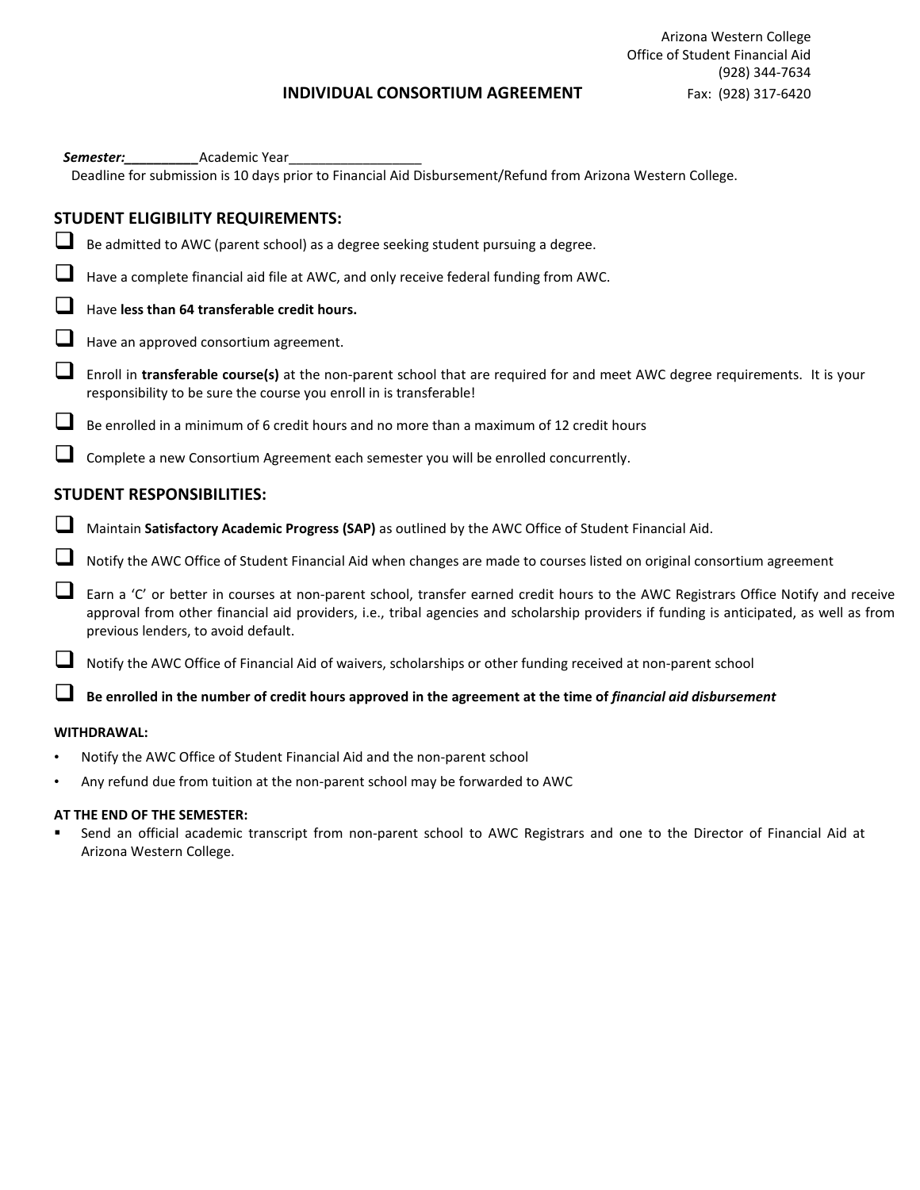Arizona Western College
Office of Student Financial Aid
(928) 344-7634
Fax: (928) 317-6420

# INDIVIDUAL CONSORTIUM AGREEMENT

***Semester:__________*** Academic Year__________________

Deadline for submission is 10 days prior to Financial Aid Disbursement/Refund from Arizona Western College.

## STUDENT ELIGIBILITY REQUIREMENTS:

- ☐ Be admitted to AWC (parent school) as a degree seeking student pursuing a degree.
- ☐ Have a complete financial aid file at AWC, and only receive federal funding from AWC.
- ☐ Have **less than 64 transferable credit hours.**
- ☐ Have an approved consortium agreement.
- ☐ Enroll in **transferable course(s)** at the non-parent school that are required for and meet AWC degree requirements. It is your responsibility to be sure the course you enroll in is transferable!
- ☐ Be enrolled in a minimum of 6 credit hours and no more than a maximum of 12 credit hours
- ☐ Complete a new Consortium Agreement each semester you will be enrolled concurrently.

## STUDENT RESPONSIBILITIES:

- ☐ Maintain **Satisfactory Academic Progress (SAP)** as outlined by the AWC Office of Student Financial Aid.
- ☐ Notify the AWC Office of Student Financial Aid when changes are made to courses listed on original consortium agreement
- ☐ Earn a 'C' or better in courses at non-parent school, transfer earned credit hours to the AWC Registrars Office Notify and receive approval from other financial aid providers, i.e., tribal agencies and scholarship providers if funding is anticipated, as well as from previous lenders, to avoid default.
- ☐ Notify the AWC Office of Financial Aid of waivers, scholarships or other funding received at non-parent school
- ☐ **Be enrolled in the number of credit hours approved in the agreement at the time of *financial aid disbursement***

### WITHDRAWAL:

- Notify the AWC Office of Student Financial Aid and the non-parent school
- Any refund due from tuition at the non-parent school may be forwarded to AWC

### AT THE END OF THE SEMESTER:

- Send an official academic transcript from non-parent school to AWC Registrars and one to the Director of Financial Aid at Arizona Western College.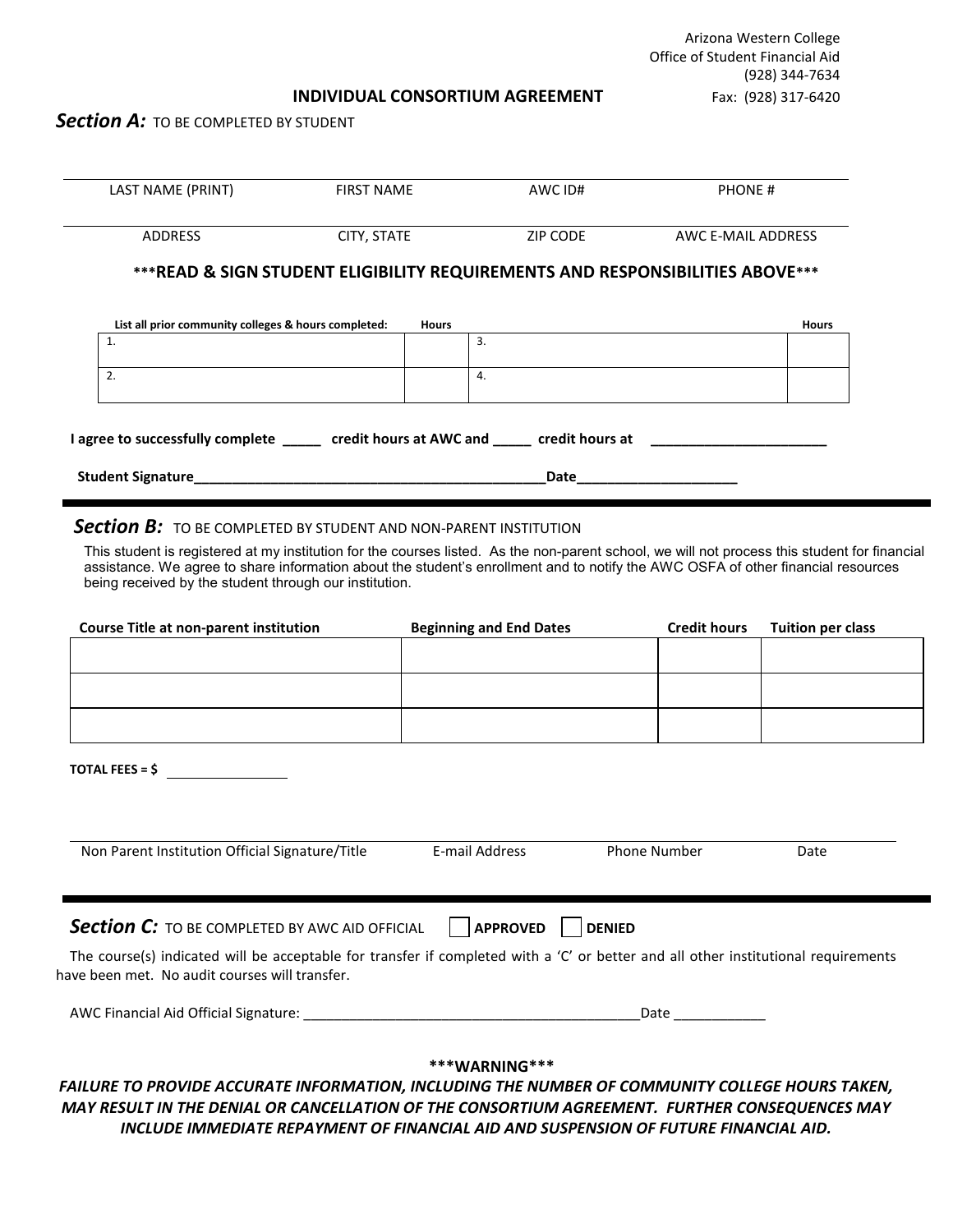Arizona Western College
Office of Student Financial Aid
(928) 344-7634
Fax: (928) 317-6420

## INDIVIDUAL CONSORTIUM AGREEMENT

### *Section A:* TO BE COMPLETED BY STUDENT

| LAST NAME (PRINT) | FIRST NAME | AWC ID# | PHONE # |
|---|---|---|---|
| ADDRESS | CITY, STATE | ZIP CODE | AWC E-MAIL ADDRESS |

**\*\*\*READ & SIGN STUDENT ELIGIBILITY REQUIREMENTS AND RESPONSIBILITIES ABOVE\*\*\***

| List all prior community colleges & hours completed: | Hours | | Hours |
|---|---|---|---|
| 1. | | 3. | |
| 2. | | 4. | |

**I agree to successfully complete _____ credit hours at AWC and _____ credit hours at _______________________**

**Student Signature_______________________________________________Date_____________________**

### *Section B:* TO BE COMPLETED BY STUDENT AND NON-PARENT INSTITUTION

This student is registered at my institution for the courses listed. As the non-parent school, we will not process this student for financial assistance. We agree to share information about the student's enrollment and to notify the AWC OSFA of other financial resources being received by the student through our institution.

| Course Title at non-parent institution | Beginning and End Dates | Credit hours | Tuition per class |
|---|---|---|---|
| | | | |
| | | | |
| | | | |

**TOTAL FEES = $** ________________

| Non Parent Institution Official Signature/Title | E-mail Address | Phone Number | Date |
|---|---|---|---|

### *Section C:* TO BE COMPLETED BY AWC AID OFFICIAL ☐ **APPROVED** ☐ **DENIED**

The course(s) indicated will be acceptable for transfer if completed with a 'C' or better and all other institutional requirements have been met. No audit courses will transfer.

AWC Financial Aid Official Signature: ____________________________________________Date ____________

**\*\*\*WARNING\*\*\***

***FAILURE TO PROVIDE ACCURATE INFORMATION, INCLUDING THE NUMBER OF COMMUNITY COLLEGE HOURS TAKEN, MAY RESULT IN THE DENIAL OR CANCELLATION OF THE CONSORTIUM AGREEMENT. FURTHER CONSEQUENCES MAY INCLUDE IMMEDIATE REPAYMENT OF FINANCIAL AID AND SUSPENSION OF FUTURE FINANCIAL AID.***